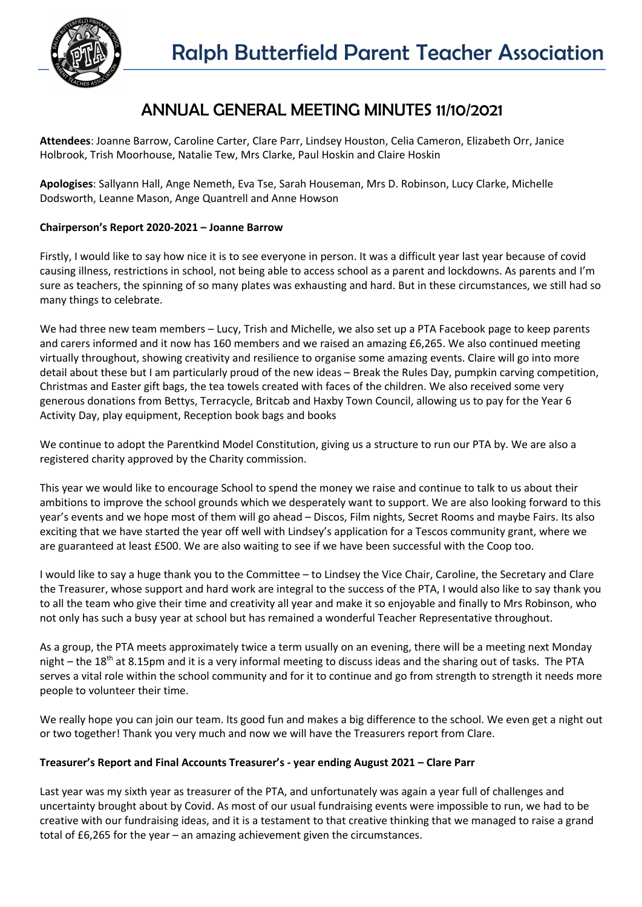# Ralph Butterfield Parent Teacher Association

## ANNUAL GENERAL MEETING MINUTES 11/10/2021

**Attendees**: Joanne Barrow, Caroline Carter, Clare Parr, Lindsey Houston, Celia Cameron, Elizabeth Orr, Janice Holbrook, Trish Moorhouse, Natalie Tew, Mrs Clarke, Paul Hoskin and Claire Hoskin

**Apologises**: Sallyann Hall, Ange Nemeth, Eva Tse, Sarah Houseman, Mrs D. Robinson, Lucy Clarke, Michelle Dodsworth, Leanne Mason, Ange Quantrell and Anne Howson

**Chairperson's Report 2020-2021 – Joanne Barrow**

Firstly, I would like to say how nice it is to see everyone in person. It was a difficult year last year because of covid causing illness, restrictions in school, not being able to access school as a parent and lockdowns. As parents and I'm sure as teachers, the spinning of so many plates was exhausting and hard. But in these circumstances, we still had so many things to celebrate.

We had three new team members – Lucy, Trish and Michelle, we also set up a PTA Facebook page to keep parents and carers informed and it now has 160 members and we raised an amazing £6,265. We also continued meeting virtually throughout, showing creativity and resilience to organise some amazing events. Claire will go into more detail about these but I am particularly proud of the new ideas – Break the Rules Day, pumpkin carving competition, Christmas and Easter gift bags, the tea towels created with faces of the children. We also received some very generous donations from Bettys, Terracycle, Britcab and Haxby Town Council, allowing us to pay for the Year 6 Activity Day, play equipment, Reception book bags and books

We continue to adopt the Parentkind Model Constitution, giving us a structure to run our PTA by. We are also a registered charity approved by the Charity commission.

This year we would like to encourage School to spend the money we raise and continue to talk to us about their ambitions to improve the school grounds which we desperately want to support. We are also looking forward to this year's events and we hope most of them will go ahead – Discos, Film nights, Secret Rooms and maybe Fairs. Its also exciting that we have started the year off well with Lindsey's application for a Tescos community grant, where we are guaranteed at least £500. We are also waiting to see if we have been successful with the Coop too.

I would like to say a huge thank you to the Committee – to Lindsey the Vice Chair, Caroline, the Secretary and Clare the Treasurer, whose support and hard work are integral to the success of the PTA, I would also like to say thank you to all the team who give their time and creativity all year and make it so enjoyable and finally to Mrs Robinson, who not only has such a busy year at school but has remained a wonderful Teacher Representative throughout.

As a group, the PTA meets approximately twice a term usually on an evening, there will be a meeting next Monday night – the 18th at 8.15pm and it is a very informal meeting to discuss ideas and the sharing out of tasks. The PTA serves a vital role within the school community and for it to continue and go from strength to strength it needs more people to volunteer their time.

We really hope you can join our team. Its good fun and makes a big difference to the school. We even get a night out or two together! Thank you very much and now we will have the Treasurers report from Clare.

**Treasurer's Report and Final Accounts Treasurer's - year ending August 2021 – Clare Parr**

Last year was my sixth year as treasurer of the PTA, and unfortunately was again a year full of challenges and uncertainty brought about by Covid. As most of our usual fundraising events were impossible to run, we had to be creative with our fundraising ideas, and it is a testament to that creative thinking that we managed to raise a grand total of £6,265 for the year – an amazing achievement given the circumstances.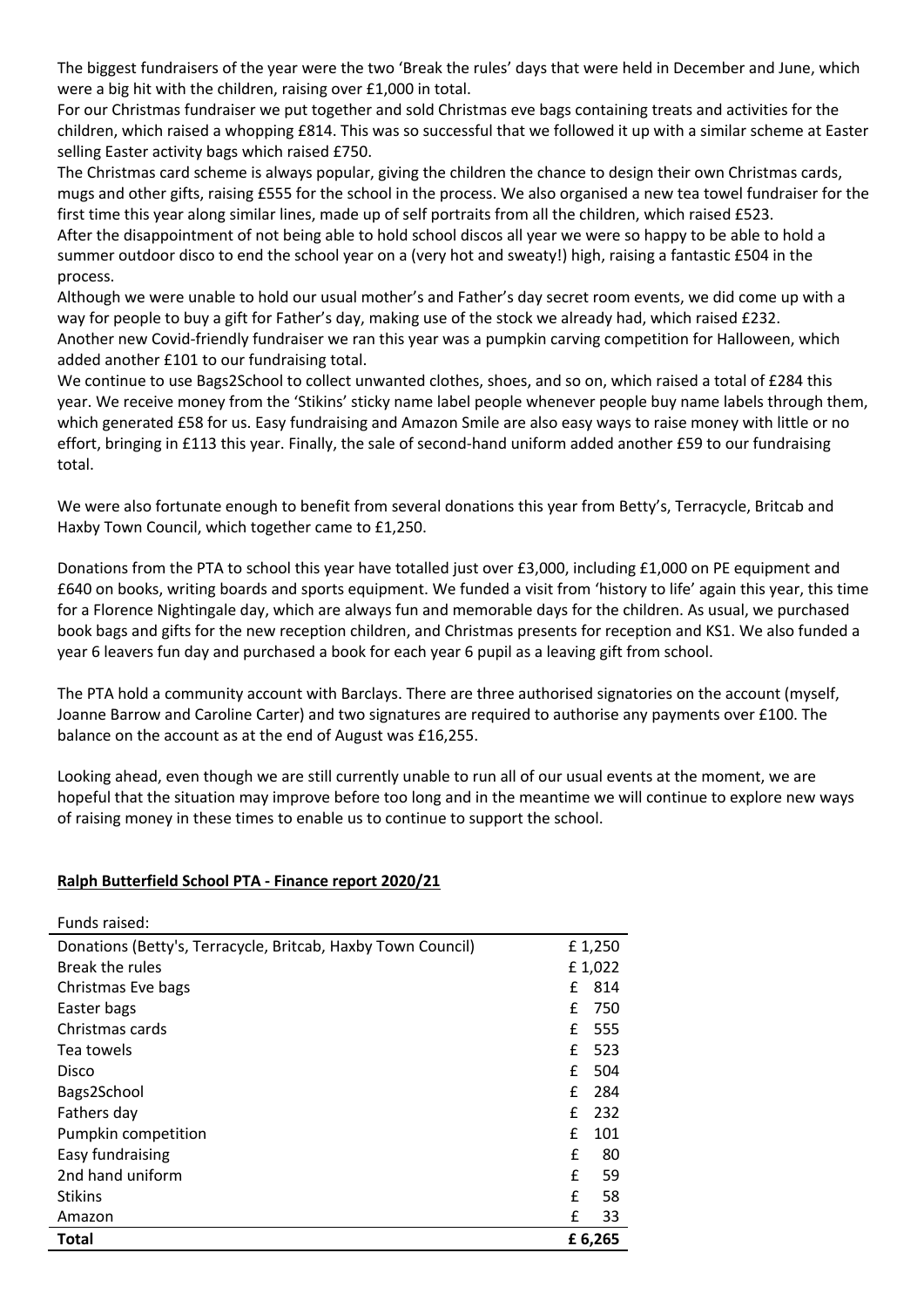The biggest fundraisers of the year were the two 'Break the rules' days that were held in December and June, which were a big hit with the children, raising over £1,000 in total.
For our Christmas fundraiser we put together and sold Christmas eve bags containing treats and activities for the children, which raised a whopping £814. This was so successful that we followed it up with a similar scheme at Easter selling Easter activity bags which raised £750.
The Christmas card scheme is always popular, giving the children the chance to design their own Christmas cards, mugs and other gifts, raising £555 for the school in the process. We also organised a new tea towel fundraiser for the first time this year along similar lines, made up of self portraits from all the children, which raised £523.
After the disappointment of not being able to hold school discos all year we were so happy to be able to hold a summer outdoor disco to end the school year on a (very hot and sweaty!) high, raising a fantastic £504 in the process.
Although we were unable to hold our usual mother's and Father's day secret room events, we did come up with a way for people to buy a gift for Father's day, making use of the stock we already had, which raised £232.
Another new Covid-friendly fundraiser we ran this year was a pumpkin carving competition for Halloween, which added another £101 to our fundraising total.
We continue to use Bags2School to collect unwanted clothes, shoes, and so on, which raised a total of £284 this year. We receive money from the 'Stikins' sticky name label people whenever people buy name labels through them, which generated £58 for us. Easy fundraising and Amazon Smile are also easy ways to raise money with little or no effort, bringing in £113 this year. Finally, the sale of second-hand uniform added another £59 to our fundraising total.

We were also fortunate enough to benefit from several donations this year from Betty's, Terracycle, Britcab and Haxby Town Council, which together came to £1,250.

Donations from the PTA to school this year have totalled just over £3,000, including £1,000 on PE equipment and £640 on books, writing boards and sports equipment. We funded a visit from 'history to life' again this year, this time for a Florence Nightingale day, which are always fun and memorable days for the children. As usual, we purchased book bags and gifts for the new reception children, and Christmas presents for reception and KS1. We also funded a year 6 leavers fun day and purchased a book for each year 6 pupil as a leaving gift from school.

The PTA hold a community account with Barclays. There are three authorised signatories on the account (myself, Joanne Barrow and Caroline Carter) and two signatures are required to authorise any payments over £100. The balance on the account as at the end of August was £16,255.

Looking ahead, even though we are still currently unable to run all of our usual events at the moment, we are hopeful that the situation may improve before too long and in the meantime we will continue to explore new ways of raising money in these times to enable us to continue to support the school.

**Ralph Butterfield School PTA - Finance report 2020/21**

| Funds raised: | |
|---|---|
| Donations (Betty's, Terracycle, Britcab, Haxby Town Council) | £ 1,250 |
| Break the rules | £ 1,022 |
| Christmas Eve bags | £ 814 |
| Easter bags | £ 750 |
| Christmas cards | £ 555 |
| Tea towels | £ 523 |
| Disco | £ 504 |
| Bags2School | £ 284 |
| Fathers day | £ 232 |
| Pumpkin competition | £ 101 |
| Easy fundraising | £ 80 |
| 2nd hand uniform | £ 59 |
| Stikins | £ 58 |
| Amazon | £ 33 |
| **Total** | **£ 6,265** |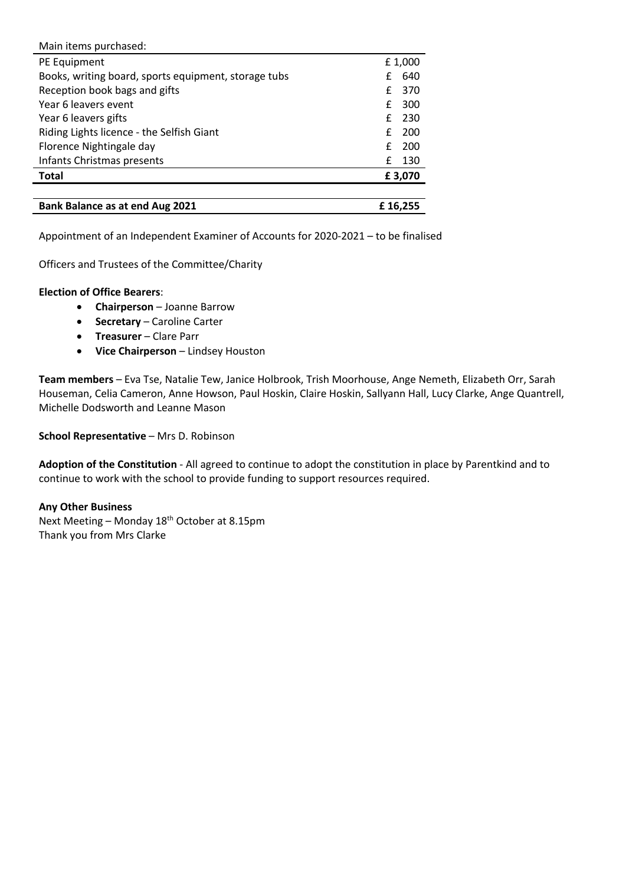| Main items purchased: | |
| --- | --- |
| PE Equipment | £ 1,000 |
| Books, writing board, sports equipment, storage tubs | £ 640 |
| Reception book bags and gifts | £ 370 |
| Year 6 leavers event | £ 300 |
| Year 6 leavers gifts | £ 230 |
| Riding Lights licence - the Selfish Giant | £ 200 |
| Florence Nightingale day | £ 200 |
| Infants Christmas presents | £ 130 |
| **Total** | **£ 3,070** |
| | |
| **Bank Balance as at end Aug 2021** | **£ 16,255** |

Appointment of an Independent Examiner of Accounts for 2020-2021 – to be finalised

Officers and Trustees of the Committee/Charity

**Election of Office Bearers**:

- **Chairperson** – Joanne Barrow
- **Secretary** – Caroline Carter
- **Treasurer** – Clare Parr
- **Vice Chairperson** – Lindsey Houston

**Team members** – Eva Tse, Natalie Tew, Janice Holbrook, Trish Moorhouse, Ange Nemeth, Elizabeth Orr, Sarah Houseman, Celia Cameron, Anne Howson, Paul Hoskin, Claire Hoskin, Sallyann Hall, Lucy Clarke, Ange Quantrell, Michelle Dodsworth and Leanne Mason

**School Representative** – Mrs D. Robinson

**Adoption of the Constitution** - All agreed to continue to adopt the constitution in place by Parentkind and to continue to work with the school to provide funding to support resources required.

**Any Other Business**

Next Meeting – Monday 18th October at 8.15pm

Thank you from Mrs Clarke